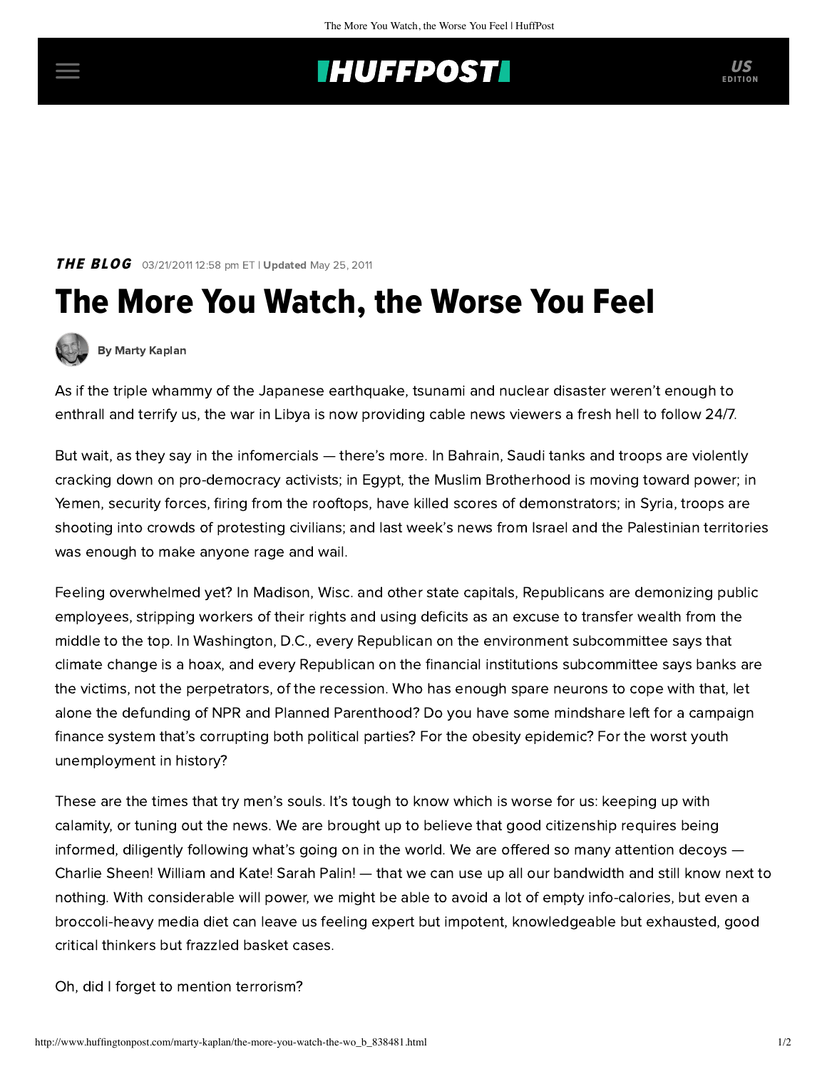**THE BLOG** 03/21/2011 12:58 pm ET | **Updated** May 25, 2011

# The More You Watch, the Worse You Feel

**By Marty Kaplan**

As if the triple whammy of the Japanese earthquake, tsunami and nuclear disaster weren't enough to enthrall and terrify us, the war in Libya is now providing cable news viewers a fresh hell to follow 24/7.

But wait, as they say in the infomercials — there's more. In Bahrain, Saudi tanks and troops are violently cracking down on pro-democracy activists; in Egypt, the Muslim Brotherhood is moving toward power; in Yemen, security forces, firing from the rooftops, have killed scores of demonstrators; in Syria, troops are shooting into crowds of protesting civilians; and last week's news from Israel and the Palestinian territories was enough to make anyone rage and wail.

Feeling overwhelmed yet? In Madison, Wisc. and other state capitals, Republicans are demonizing public employees, stripping workers of their rights and using deficits as an excuse to transfer wealth from the middle to the top. In Washington, D.C., every Republican on the environment subcommittee says that climate change is a hoax, and every Republican on the financial institutions subcommittee says banks are the victims, not the perpetrators, of the recession. Who has enough spare neurons to cope with that, let alone the defunding of NPR and Planned Parenthood? Do you have some mindshare left for a campaign finance system that's corrupting both political parties? For the obesity epidemic? For the worst youth unemployment in history?

These are the times that try men's souls. It's tough to know which is worse for us: keeping up with calamity, or tuning out the news. We are brought up to believe that good citizenship requires being informed, diligently following what's going on in the world. We are offered so many attention decoys — Charlie Sheen! William and Kate! Sarah Palin! — that we can use up all our bandwidth and still know next to nothing. With considerable will power, we might be able to avoid a lot of empty info-calories, but even a broccoli-heavy media diet can leave us feeling expert but impotent, knowledgeable but exhausted, good critical thinkers but frazzled basket cases.

Oh, did I forget to mention terrorism?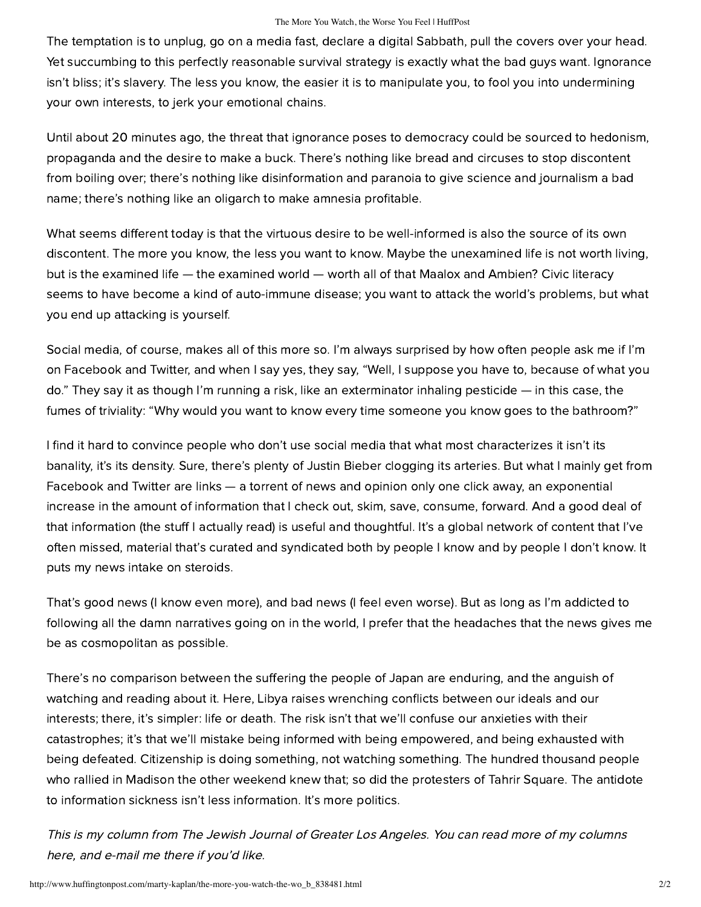The temptation is to unplug, go on a media fast, declare a digital Sabbath, pull the covers over your head. Yet succumbing to this perfectly reasonable survival strategy is exactly what the bad guys want. Ignorance isn't bliss; it's slavery. The less you know, the easier it is to manipulate you, to fool you into undermining your own interests, to jerk your emotional chains.

Until about 20 minutes ago, the threat that ignorance poses to democracy could be sourced to hedonism, propaganda and the desire to make a buck. There's nothing like bread and circuses to stop discontent from boiling over; there's nothing like disinformation and paranoia to give science and journalism a bad name; there's nothing like an oligarch to make amnesia profitable.

What seems different today is that the virtuous desire to be well-informed is also the source of its own discontent. The more you know, the less you want to know. Maybe the unexamined life is not worth living, but is the examined life — the examined world — worth all of that Maalox and Ambien? Civic literacy seems to have become a kind of auto-immune disease; you want to attack the world's problems, but what you end up attacking is yourself.

Social media, of course, makes all of this more so. I'm always surprised by how often people ask me if I'm on Facebook and Twitter, and when I say yes, they say, "Well, I suppose you have to, because of what you do." They say it as though I'm running a risk, like an exterminator inhaling pesticide — in this case, the fumes of triviality: "Why would you want to know every time someone you know goes to the bathroom?"

I find it hard to convince people who don't use social media that what most characterizes it isn't its banality, it's its density. Sure, there's plenty of Justin Bieber clogging its arteries. But what I mainly get from Facebook and Twitter are links — a torrent of news and opinion only one click away, an exponential increase in the amount of information that I check out, skim, save, consume, forward. And a good deal of that information (the stuff I actually read) is useful and thoughtful. It's a global network of content that I've often missed, material that's curated and syndicated both by people I know and by people I don't know. It puts my news intake on steroids.

That's good news (I know even more), and bad news (I feel even worse). But as long as I'm addicted to following all the damn narratives going on in the world, I prefer that the headaches that the news gives me be as cosmopolitan as possible.

There's no comparison between the suffering the people of Japan are enduring, and the anguish of watching and reading about it. Here, Libya raises wrenching conflicts between our ideals and our interests; there, it's simpler: life or death. The risk isn't that we'll confuse our anxieties with their catastrophes; it's that we'll mistake being informed with being empowered, and being exhausted with being defeated. Citizenship is doing something, not watching something. The hundred thousand people who rallied in Madison the other weekend knew that; so did the protesters of Tahrir Square. The antidote to information sickness isn't less information. It's more politics.

*This is my column from The Jewish Journal of Greater Los Angeles. You can read more of my columns here, and e-mail me there if you'd like.*